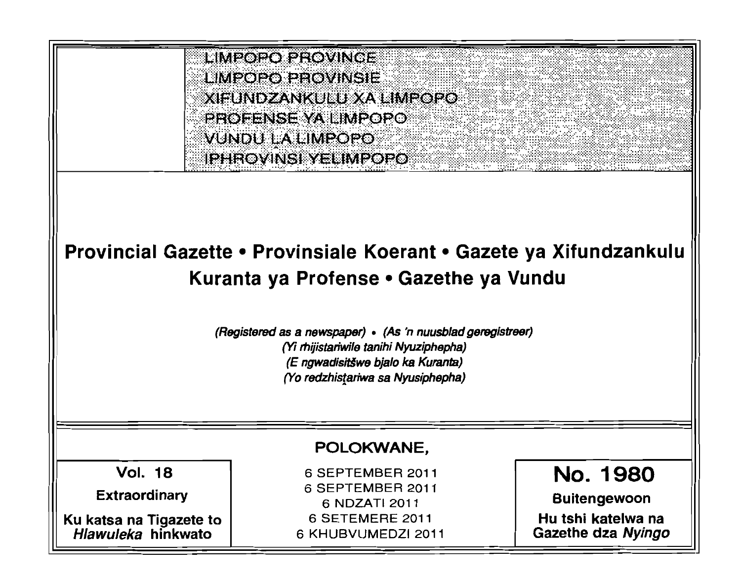LIMPOPO PROVINCE
LIMPOPO PROVINSIE
XIFUNDZANKULU XA LIMPOPO
PROFENSE YA LIMPOPO
VUNDU LA LIMPOPO
IPHROVINSI YELIMPOPO

# Provincial Gazette • Provinsiale Koerant • Gazete ya Xifundzankulu Kuranta ya Profense • Gazethe ya Vundu

*(Registered as a newspaper)* • *(As 'n nuusblad geregistreer)*
*(Yi rhijistariwile tanihi Nyuziphepha)*
*(E ngwadisitšwe bjalo ka Kuranta)*
*(Yo redzhistariwa sa Nyusiphepha)*

**POLOKWANE,**

**Vol. 18**

**Extraordinary**

**Ku katsa na Tigazete to *Hlawuleka* hinkwato**

6 SEPTEMBER 2011
6 SEPTEMBER 2011
6 NDZATI 2011
6 SETEMERE 2011
6 KHUBVUMEDZI 2011

**No. 1980**

**Buitengewoon**

**Hu tshi katelwa na Gazethe dza *Nyingo***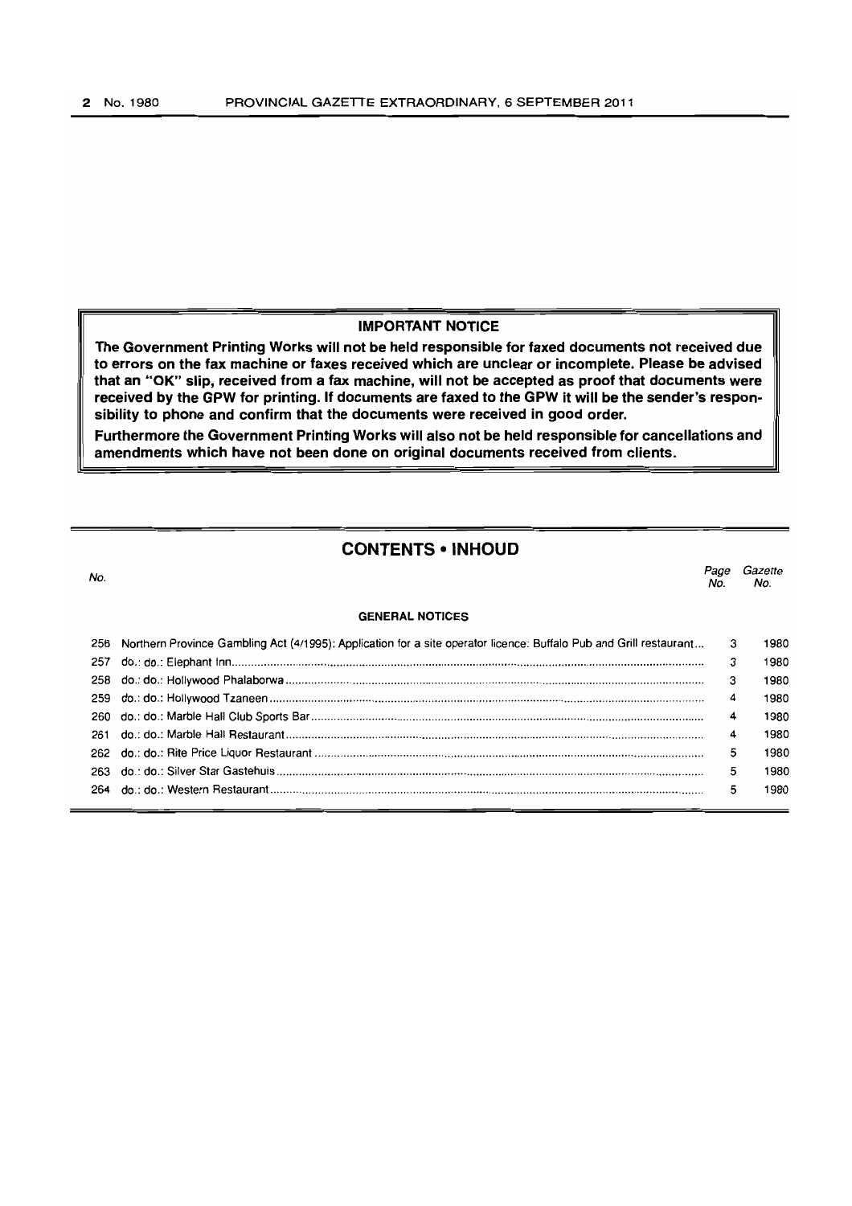## IMPORTANT NOTICE

**The Government Printing Works will not be held responsible for faxed documents not received due to errors on the fax machine or faxes received which are unclear or incomplete. Please be advised that an "OK" slip, received from a fax machine, will not be accepted as proof that documents were received by the GPW for printing. If documents are faxed to the GPW it will be the sender's responsibility to phone and confirm that the documents were received in good order.**

**Furthermore the Government Printing Works will also not be held responsible for cancellations and amendments which have not been done on original documents received from clients.**

## CONTENTS • INHOUD

| No. | | Page No. | Gazette No. |
|---|---|---|---|
| | **GENERAL NOTICES** | | |
| 256 | Northern Province Gambling Act (4/1995): Application for a site operator licence: Buffalo Pub and Grill restaurant | 3 | 1980 |
| 257 | do.: do.: Elephant Inn | 3 | 1980 |
| 258 | do.: do.: Hollywood Phalaborwa | 3 | 1980 |
| 259 | do.: do.: Hollywood Tzaneen | 4 | 1980 |
| 260 | do.: do.: Marble Hall Club Sports Bar | 4 | 1980 |
| 261 | do.: do.: Marble Hall Restaurant | 4 | 1980 |
| 262 | do.: do.: Rite Price Liquor Restaurant | 5 | 1980 |
| 263 | do.: do.: Silver Star Gastehuis | 5 | 1980 |
| 264 | do.: do.: Western Restaurant | 5 | 1980 |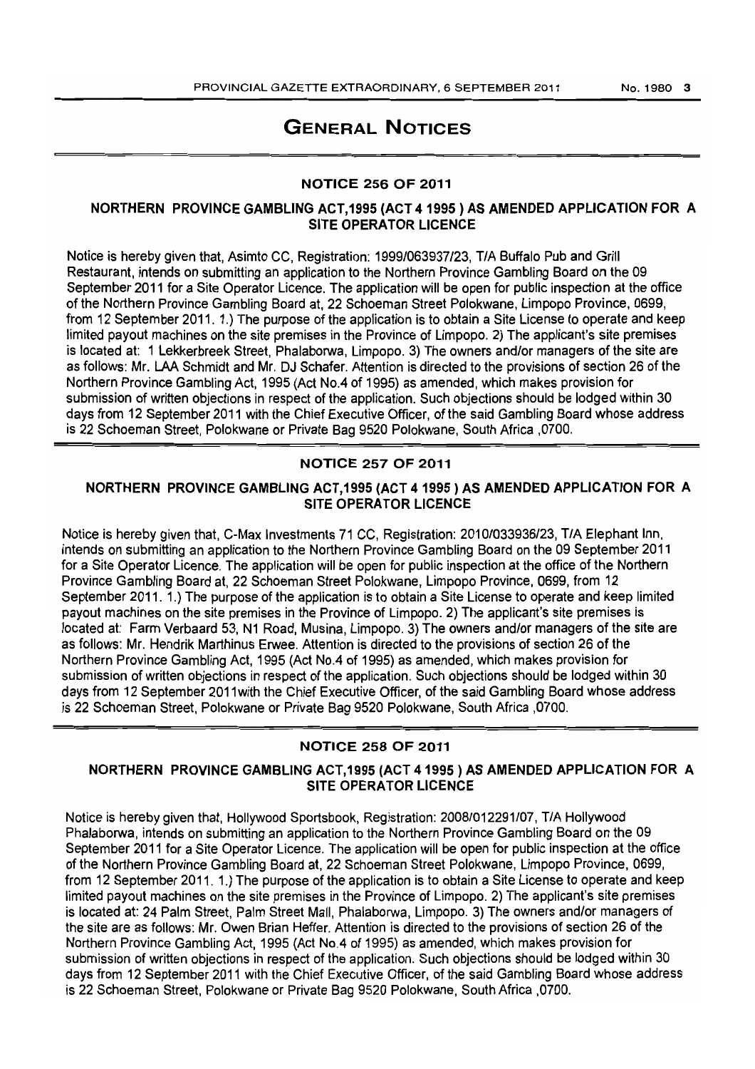# GENERAL NOTICES

## NOTICE 256 OF 2011

### NORTHERN PROVINCE GAMBLING ACT,1995 (ACT 4 1995 ) AS AMENDED APPLICATION FOR A SITE OPERATOR LICENCE

Notice is hereby given that, Asimto CC, Registration: 1999/063937/23, T/A Buffalo Pub and Grill Restaurant, intends on submitting an application to the Northern Province Gambling Board on the 09 September 2011 for a Site Operator Licence. The application will be open for public inspection at the office of the Northern Province Gambling Board at, 22 Schoeman Street Polokwane, Limpopo Province, 0699, from 12 September 2011. 1.) The purpose of the application is to obtain a Site License to operate and keep limited payout machines on the site premises in the Province of Limpopo. 2) The applicant's site premises is located at: 1 Lekkerbreek Street, Phalaborwa, Limpopo. 3) The owners and/or managers of the site are as follows: Mr. LAA Schmidt and Mr. DJ Schafer. Attention is directed to the provisions of section 26 of the Northern Province Gambling Act, 1995 (Act No.4 of 1995) as amended, which makes provision for submission of written objections in respect of the application. Such objections should be lodged within 30 days from 12 September 2011 with the Chief Executive Officer, of the said Gambling Board whose address is 22 Schoeman Street, Polokwane or Private Bag 9520 Polokwane, South Africa ,0700.

## NOTICE 257 OF 2011

### NORTHERN PROVINCE GAMBLING ACT,1995 (ACT 4 1995 ) AS AMENDED APPLICATION FOR A SITE OPERATOR LICENCE

Notice is hereby given that, C-Max Investments 71 CC, Registration: 2010/033936/23, T/A Elephant Inn, intends on submitting an application to the Northern Province Gambling Board on the 09 September 2011 for a Site Operator Licence. The application will be open for public inspection at the office of the Northern Province Gambling Board at, 22 Schoeman Street Polokwane, Limpopo Province, 0699, from 12 September 2011. 1.) The purpose of the application is to obtain a Site License to operate and keep limited payout machines on the site premises in the Province of Limpopo. 2) The applicant's site premises is located at: Farm Verbaard 53, N1 Road, Musina, Limpopo. 3) The owners and/or managers of the site are as follows: Mr. Hendrik Marthinus Erwee. Attention is directed to the provisions of section 26 of the Northern Province Gambling Act, 1995 (Act No.4 of 1995) as amended, which makes provision for submission of written objections in respect of the application. Such objections should be lodged within 30 days from 12 September 2011with the Chief Executive Officer, of the said Gambling Board whose address is 22 Schoeman Street, Polokwane or Private Bag 9520 Polokwane, South Africa ,0700.

## NOTICE 258 OF 2011

### NORTHERN PROVINCE GAMBLING ACT,1995 (ACT 4 1995 ) AS AMENDED APPLICATION FOR A SITE OPERATOR LICENCE

Notice is hereby given that, Hollywood Sportsbook, Registration: 2008/012291/07, T/A Hollywood Phalaborwa, intends on submitting an application to the Northern Province Gambling Board on the 09 September 2011 for a Site Operator Licence. The application will be open for public inspection at the office of the Northern Province Gambling Board at, 22 Schoeman Street Polokwane, Limpopo Province, 0699, from 12 September 2011. 1.) The purpose of the application is to obtain a Site License to operate and keep limited payout machines on the site premises in the Province of Limpopo. 2) The applicant's site premises is located at: 24 Palm Street, Palm Street Mall, Phalaborwa, Limpopo. 3) The owners and/or managers of the site are as follows: Mr. Owen Brian Heffer. Attention is directed to the provisions of section 26 of the Northern Province Gambling Act, 1995 (Act No.4 of 1995) as amended, which makes provision for submission of written objections in respect of the application. Such objections should be lodged within 30 days from 12 September 2011 with the Chief Executive Officer, of the said Gambling Board whose address is 22 Schoeman Street, Polokwane or Private Bag 9520 Polokwane, South Africa ,0700.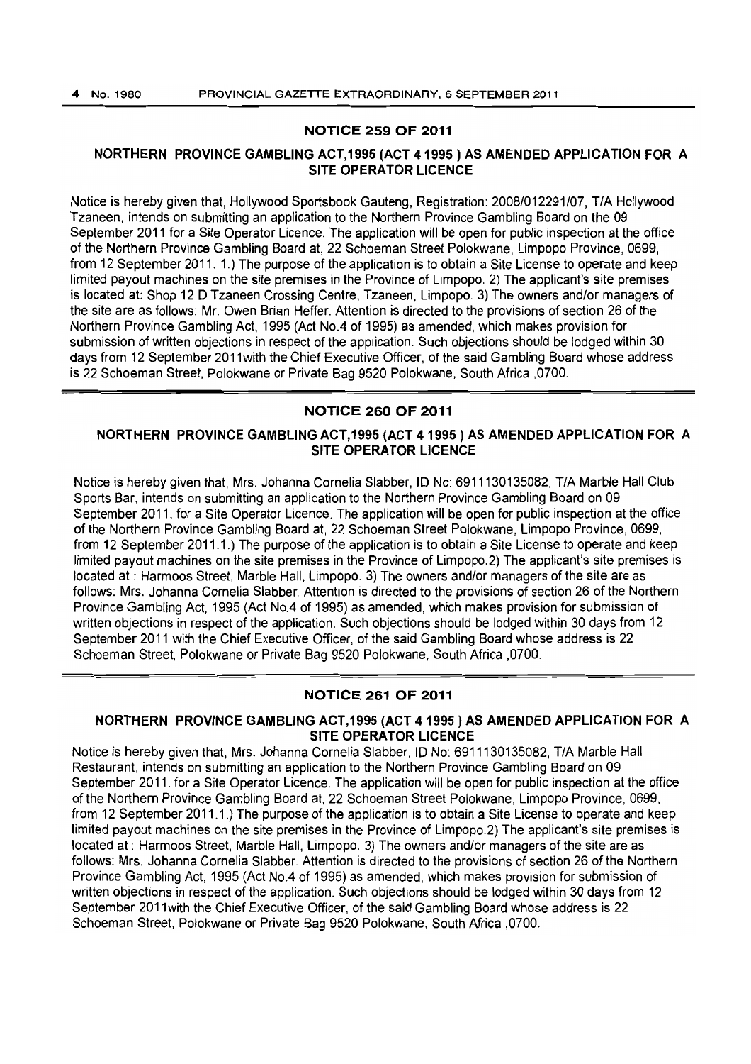## NOTICE 259 OF 2011

### NORTHERN PROVINCE GAMBLING ACT,1995 (ACT 4 1995 ) AS AMENDED APPLICATION FOR A SITE OPERATOR LICENCE

Notice is hereby given that, Hollywood Sportsbook Gauteng, Registration: 2008/012291/07, T/A Hollywood Tzaneen, intends on submitting an application to the Northern Province Gambling Board on the 09 September 2011 for a Site Operator Licence. The application will be open for public inspection at the office of the Northern Province Gambling Board at, 22 Schoeman Street Polokwane, Limpopo Province, 0699, from 12 September 2011. 1.) The purpose of the application is to obtain a Site License to operate and keep limited payout machines on the site premises in the Province of Limpopo. 2) The applicant's site premises is located at: Shop 12 D Tzaneen Crossing Centre, Tzaneen, Limpopo. 3) The owners and/or managers of the site are as follows: Mr. Owen Brian Heffer. Attention is directed to the provisions of section 26 of the Northern Province Gambling Act, 1995 (Act No.4 of 1995) as amended, which makes provision for submission of written objections in respect of the application. Such objections should be lodged within 30 days from 12 September 2011with the Chief Executive Officer, of the said Gambling Board whose address is 22 Schoeman Street, Polokwane or Private Bag 9520 Polokwane, South Africa ,0700.

## NOTICE 260 OF 2011

### NORTHERN PROVINCE GAMBLING ACT,1995 (ACT 4 1995 ) AS AMENDED APPLICATION FOR A SITE OPERATOR LICENCE

Notice is hereby given that, Mrs. Johanna Cornelia Slabber, ID No: 6911130135082, T/A Marble Hall Club Sports Bar, intends on submitting an application to the Northern Province Gambling Board on 09 September 2011, for a Site Operator Licence. The application will be open for public inspection at the office of the Northern Province Gambling Board at, 22 Schoeman Street Polokwane, Limpopo Province, 0699, from 12 September 2011.1.) The purpose of the application is to obtain a Site License to operate and keep limited payout machines on the site premises in the Province of Limpopo.2) The applicant's site premises is located at : Harmoos Street, Marble Hall, Limpopo. 3) The owners and/or managers of the site are as follows: Mrs. Johanna Cornelia Slabber. Attention is directed to the provisions of section 26 of the Northern Province Gambling Act, 1995 (Act No.4 of 1995) as amended, which makes provision for submission of written objections in respect of the application. Such objections should be lodged within 30 days from 12 September 2011 with the Chief Executive Officer, of the said Gambling Board whose address is 22 Schoeman Street, Polokwane or Private Bag 9520 Polokwane, South Africa ,0700.

## NOTICE 261 OF 2011

### NORTHERN PROVINCE GAMBLING ACT,1995 (ACT 4 1995 ) AS AMENDED APPLICATION FOR A SITE OPERATOR LICENCE

Notice is hereby given that, Mrs. Johanna Cornelia Slabber, ID No: 6911130135082, T/A Marble Hall Restaurant, intends on submitting an application to the Northern Province Gambling Board on 09 September 2011. for a Site Operator Licence. The application will be open for public inspection at the office of the Northern Province Gambling Board at, 22 Schoeman Street Polokwane, Limpopo Province, 0699, from 12 September 2011.1.) The purpose of the application is to obtain a Site License to operate and keep limited payout machines on the site premises in the Province of Limpopo.2) The applicant's site premises is located at : Harmoos Street, Marble Hall, Limpopo. 3) The owners and/or managers of the site are as follows: Mrs. Johanna Cornelia Slabber. Attention is directed to the provisions of section 26 of the Northern Province Gambling Act, 1995 (Act No.4 of 1995) as amended, which makes provision for submission of written objections in respect of the application. Such objections should be lodged within 30 days from 12 September 2011with the Chief Executive Officer, of the said Gambling Board whose address is 22 Schoeman Street, Polokwane or Private Bag 9520 Polokwane, South Africa ,0700.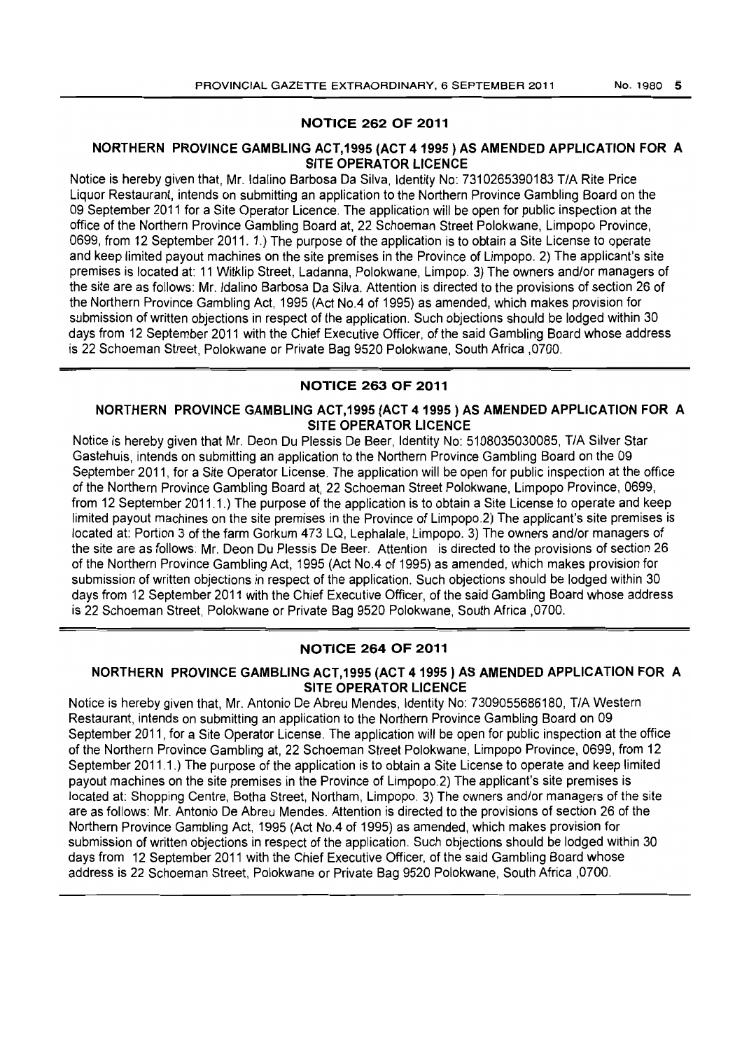## NOTICE 262 OF 2011

### NORTHERN PROVINCE GAMBLING ACT,1995 (ACT 4 1995 ) AS AMENDED APPLICATION FOR A SITE OPERATOR LICENCE

Notice is hereby given that, Mr. Idalino Barbosa Da Silva, Identity No: 7310265390183 T/A Rite Price Liquor Restaurant, intends on submitting an application to the Northern Province Gambling Board on the 09 September 2011 for a Site Operator Licence. The application will be open for public inspection at the office of the Northern Province Gambling Board at, 22 Schoeman Street Polokwane, Limpopo Province, 0699, from 12 September 2011. 1.) The purpose of the application is to obtain a Site License to operate and keep limited payout machines on the site premises in the Province of Limpopo. 2) The applicant's site premises is located at: 11 Witklip Street, Ladanna, Polokwane, Limpop. 3) The owners and/or managers of the site are as follows: Mr. Idalino Barbosa Da Silva. Attention is directed to the provisions of section 26 of the Northern Province Gambling Act, 1995 (Act No.4 of 1995) as amended, which makes provision for submission of written objections in respect of the application. Such objections should be lodged within 30 days from 12 September 2011 with the Chief Executive Officer, of the said Gambling Board whose address is 22 Schoeman Street, Polokwane or Private Bag 9520 Polokwane, South Africa ,0700.

## NOTICE 263 OF 2011

### NORTHERN PROVINCE GAMBLING ACT,1995 (ACT 4 1995 ) AS AMENDED APPLICATION FOR A SITE OPERATOR LICENCE

Notice is hereby given that Mr. Deon Du Plessis De Beer, Identity No: 5108035030085, T/A Silver Star Gastehuis, intends on submitting an application to the Northern Province Gambling Board on the 09 September 2011, for a Site Operator License. The application will be open for public inspection at the office of the Northern Province Gambling Board at, 22 Schoeman Street Polokwane, Limpopo Province, 0699, from 12 September 2011.1.) The purpose of the application is to obtain a Site License to operate and keep limited payout machines on the site premises in the Province of Limpopo.2) The applicant's site premises is located at: Portion 3 of the farm Gorkum 473 LQ, Lephalale, Limpopo. 3) The owners and/or managers of the site are as follows: Mr. Deon Du Plessis De Beer. Attention is directed to the provisions of section 26 of the Northern Province Gambling Act, 1995 (Act No.4 of 1995) as amended, which makes provision for submission of written objections in respect of the application. Such objections should be lodged within 30 days from 12 September 2011 with the Chief Executive Officer, of the said Gambling Board whose address is 22 Schoeman Street, Polokwane or Private Bag 9520 Polokwane, South Africa ,0700.

## NOTICE 264 OF 2011

### NORTHERN PROVINCE GAMBLING ACT,1995 (ACT 4 1995 ) AS AMENDED APPLICATION FOR A SITE OPERATOR LICENCE

Notice is hereby given that, Mr. Antonio De Abreu Mendes, Identity No: 7309055686180, T/A Western Restaurant, intends on submitting an application to the Northern Province Gambling Board on 09 September 2011, for a Site Operator License. The application will be open for public inspection at the office of the Northern Province Gambling at, 22 Schoeman Street Polokwane, Limpopo Province, 0699, from 12 September 2011.1.) The purpose of the application is to obtain a Site License to operate and keep limited payout machines on the site premises in the Province of Limpopo.2) The applicant's site premises is located at: Shopping Centre, Botha Street, Northam, Limpopo. 3) The owners and/or managers of the site are as follows: Mr. Antonio De Abreu Mendes. Attention is directed to the provisions of section 26 of the Northern Province Gambling Act, 1995 (Act No.4 of 1995) as amended, which makes provision for submission of written objections in respect of the application. Such objections should be lodged within 30 days from 12 September 2011 with the Chief Executive Officer, of the said Gambling Board whose address is 22 Schoeman Street, Polokwane or Private Bag 9520 Polokwane, South Africa ,0700.